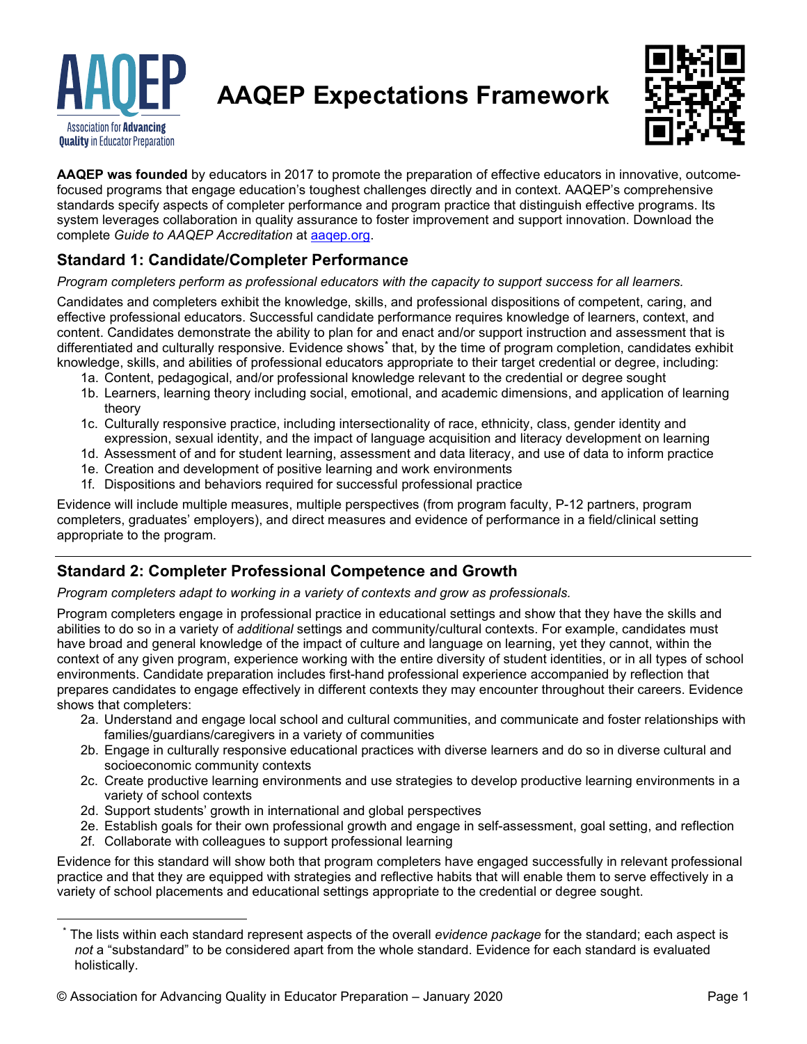# AAQEP Expectations Framework

**AAQEP was founded** by educators in 2017 to promote the preparation of effective educators in innovative, outcome-focused programs that engage education's toughest challenges directly and in context. AAQEP's comprehensive standards specify aspects of completer performance and program practice that distinguish effective programs. Its system leverages collaboration in quality assurance to foster improvement and support innovation. Download the complete *Guide to AAQEP Accreditation* at aaqep.org.

## Standard 1: Candidate/Completer Performance

*Program completers perform as professional educators with the capacity to support success for all learners.*

Candidates and completers exhibit the knowledge, skills, and professional dispositions of competent, caring, and effective professional educators. Successful candidate performance requires knowledge of learners, context, and content. Candidates demonstrate the ability to plan for and enact and/or support instruction and assessment that is differentiated and culturally responsive. Evidence shows* that, by the time of program completion, candidates exhibit knowledge, skills, and abilities of professional educators appropriate to their target credential or degree, including:

- 1a. Content, pedagogical, and/or professional knowledge relevant to the credential or degree sought
- 1b. Learners, learning theory including social, emotional, and academic dimensions, and application of learning theory
- 1c. Culturally responsive practice, including intersectionality of race, ethnicity, class, gender identity and expression, sexual identity, and the impact of language acquisition and literacy development on learning
- 1d. Assessment of and for student learning, assessment and data literacy, and use of data to inform practice
- 1e. Creation and development of positive learning and work environments
- 1f. Dispositions and behaviors required for successful professional practice

Evidence will include multiple measures, multiple perspectives (from program faculty, P-12 partners, program completers, graduates' employers), and direct measures and evidence of performance in a field/clinical setting appropriate to the program.

## Standard 2: Completer Professional Competence and Growth

*Program completers adapt to working in a variety of contexts and grow as professionals.*

Program completers engage in professional practice in educational settings and show that they have the skills and abilities to do so in a variety of *additional* settings and community/cultural contexts. For example, candidates must have broad and general knowledge of the impact of culture and language on learning, yet they cannot, within the context of any given program, experience working with the entire diversity of student identities, or in all types of school environments. Candidate preparation includes first-hand professional experience accompanied by reflection that prepares candidates to engage effectively in different contexts they may encounter throughout their careers. Evidence shows that completers:

- 2a. Understand and engage local school and cultural communities, and communicate and foster relationships with families/guardians/caregivers in a variety of communities
- 2b. Engage in culturally responsive educational practices with diverse learners and do so in diverse cultural and socioeconomic community contexts
- 2c. Create productive learning environments and use strategies to develop productive learning environments in a variety of school contexts
- 2d. Support students' growth in international and global perspectives
- 2e. Establish goals for their own professional growth and engage in self-assessment, goal setting, and reflection
- 2f. Collaborate with colleagues to support professional learning

Evidence for this standard will show both that program completers have engaged successfully in relevant professional practice and that they are equipped with strategies and reflective habits that will enable them to serve effectively in a variety of school placements and educational settings appropriate to the credential or degree sought.

---

* The lists within each standard represent aspects of the overall *evidence package* for the standard; each aspect is *not* a "substandard" to be considered apart from the whole standard. Evidence for each standard is evaluated holistically.

© Association for Advancing Quality in Educator Preparation – January 2020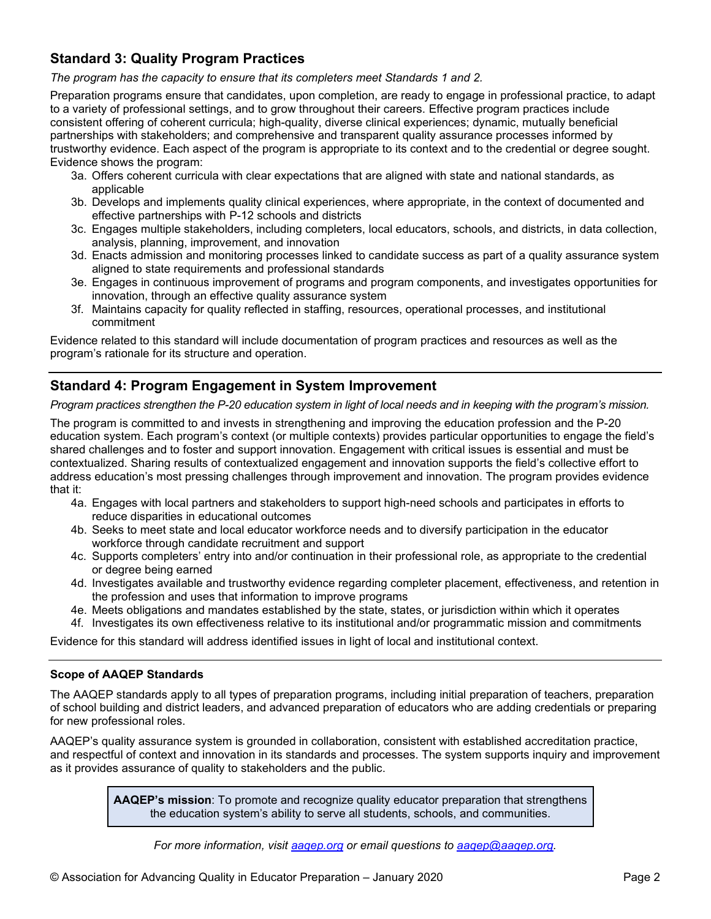## Standard 3: Quality Program Practices

*The program has the capacity to ensure that its completers meet Standards 1 and 2.*

Preparation programs ensure that candidates, upon completion, are ready to engage in professional practice, to adapt to a variety of professional settings, and to grow throughout their careers. Effective program practices include consistent offering of coherent curricula; high-quality, diverse clinical experiences; dynamic, mutually beneficial partnerships with stakeholders; and comprehensive and transparent quality assurance processes informed by trustworthy evidence. Each aspect of the program is appropriate to its context and to the credential or degree sought. Evidence shows the program:

- 3a. Offers coherent curricula with clear expectations that are aligned with state and national standards, as applicable
- 3b. Develops and implements quality clinical experiences, where appropriate, in the context of documented and effective partnerships with P-12 schools and districts
- 3c. Engages multiple stakeholders, including completers, local educators, schools, and districts, in data collection, analysis, planning, improvement, and innovation
- 3d. Enacts admission and monitoring processes linked to candidate success as part of a quality assurance system aligned to state requirements and professional standards
- 3e. Engages in continuous improvement of programs and program components, and investigates opportunities for innovation, through an effective quality assurance system
- 3f. Maintains capacity for quality reflected in staffing, resources, operational processes, and institutional commitment

Evidence related to this standard will include documentation of program practices and resources as well as the program's rationale for its structure and operation.

## Standard 4: Program Engagement in System Improvement

*Program practices strengthen the P-20 education system in light of local needs and in keeping with the program's mission.*

The program is committed to and invests in strengthening and improving the education profession and the P-20 education system. Each program's context (or multiple contexts) provides particular opportunities to engage the field's shared challenges and to foster and support innovation. Engagement with critical issues is essential and must be contextualized. Sharing results of contextualized engagement and innovation supports the field's collective effort to address education's most pressing challenges through improvement and innovation. The program provides evidence that it:

- 4a. Engages with local partners and stakeholders to support high-need schools and participates in efforts to reduce disparities in educational outcomes
- 4b. Seeks to meet state and local educator workforce needs and to diversify participation in the educator workforce through candidate recruitment and support
- 4c. Supports completers' entry into and/or continuation in their professional role, as appropriate to the credential or degree being earned
- 4d. Investigates available and trustworthy evidence regarding completer placement, effectiveness, and retention in the profession and uses that information to improve programs
- 4e. Meets obligations and mandates established by the state, states, or jurisdiction within which it operates
- 4f. Investigates its own effectiveness relative to its institutional and/or programmatic mission and commitments

Evidence for this standard will address identified issues in light of local and institutional context.

---

#### Scope of AAQEP Standards

The AAQEP standards apply to all types of preparation programs, including initial preparation of teachers, preparation of school building and district leaders, and advanced preparation of educators who are adding credentials or preparing for new professional roles.

AAQEP's quality assurance system is grounded in collaboration, consistent with established accreditation practice, and respectful of context and innovation in its standards and processes. The system supports inquiry and improvement as it provides assurance of quality to stakeholders and the public.

> **AAQEP's mission**: To promote and recognize quality educator preparation that strengthens the education system's ability to serve all students, schools, and communities.

*For more information, visit [aaqep.org](aaqep.org) or email questions to [aaqep@aaqep.org](mailto:aaqep@aaqep.org).*

© Association for Advancing Quality in Educator Preparation – January 2020